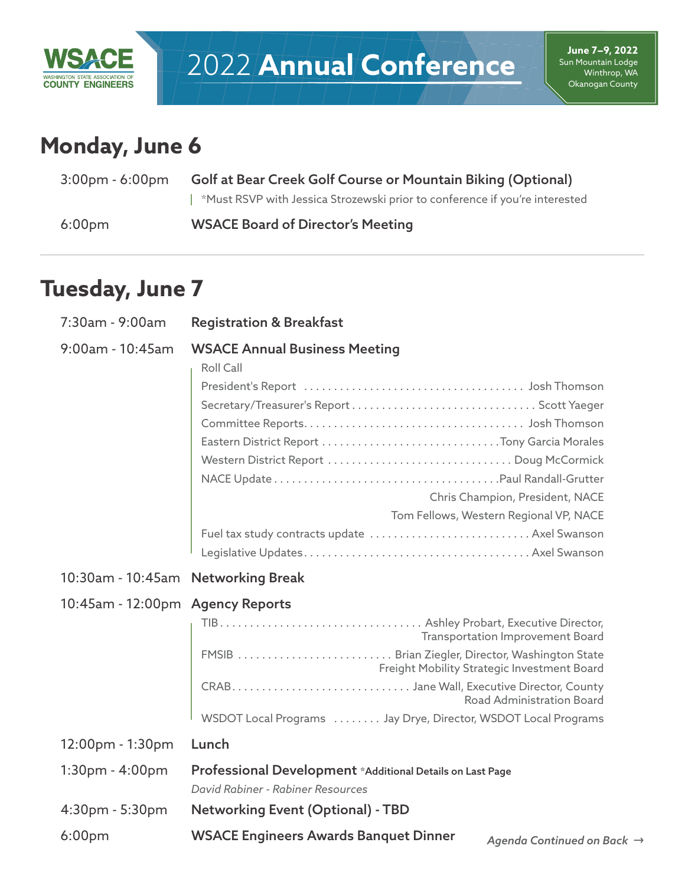WSACE
WASHINGTON STATE ASSOCIATION OF COUNTY ENGINEERS

# 2022 **Annual Conference**

**June 7–9, 2022**
Sun Mountain Lodge
Winthrop, WA
Okanogan County

## Monday, June 6

3:00pm - 6:00pm **Golf at Bear Creek Golf Course or Mountain Biking (Optional)**
*Must RSVP with Jessica Strozewski prior to conference if you're interested

6:00pm **WSACE Board of Director's Meeting**

---

## Tuesday, June 7

7:30am - 9:00am **Registration & Breakfast**

9:00am - 10:45am **WSACE Annual Business Meeting**

- Roll Call
- President's Report .......... Josh Thomson
- Secretary/Treasurer's Report .......... Scott Yaeger
- Committee Reports.......... Josh Thomson
- Eastern District Report .......... Tony Garcia Morales
- Western District Report .......... Doug McCormick
- NACE Update .......... Paul Randall-Grutter
  Chris Champion, President, NACE
  Tom Fellows, Western Regional VP, NACE
- Fuel tax study contracts update .......... Axel Swanson
- Legislative Updates.......... Axel Swanson

10:30am - 10:45am **Networking Break**

10:45am - 12:00pm **Agency Reports**

- TIB.......... Ashley Probart, Executive Director, Transportation Improvement Board
- FMSIB .......... Brian Ziegler, Director, Washington State Freight Mobility Strategic Investment Board
- CRAB.......... Jane Wall, Executive Director, County Road Administration Board
- WSDOT Local Programs .......... Jay Drye, Director, WSDOT Local Programs

12:00pm - 1:30pm **Lunch**

1:30pm - 4:00pm **Professional Development** *Additional Details on Last Page
*David Rabiner - Rabiner Resources*

4:30pm - 5:30pm **Networking Event (Optional) - TBD**

6:00pm **WSACE Engineers Awards Banquet Dinner**

*Agenda Continued on Back →*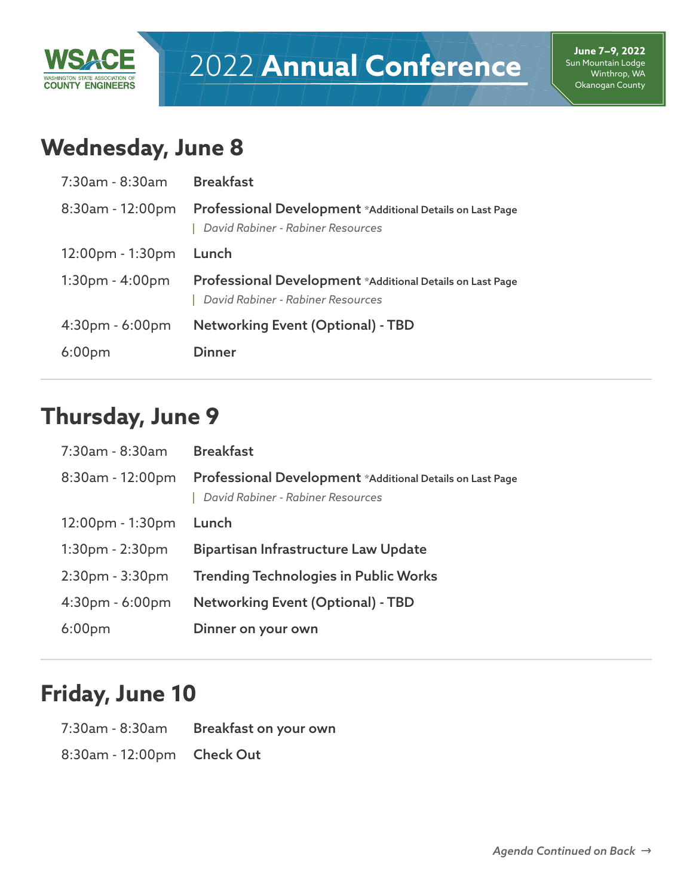WSACE WASHINGTON STATE ASSOCIATION OF COUNTY ENGINEERS

# 2022 **Annual Conference**

**June 7–9, 2022**
Sun Mountain Lodge
Winthrop, WA
Okanogan County

## Wednesday, June 8

| | |
|---|---|
| 7:30am - 8:30am | **Breakfast** |
| 8:30am - 12:00pm | **Professional Development** *Additional Details on Last Page<br>*David Rabiner - Rabiner Resources* |
| 12:00pm - 1:30pm | **Lunch** |
| 1:30pm - 4:00pm | **Professional Development** *Additional Details on Last Page<br>*David Rabiner - Rabiner Resources* |
| 4:30pm - 6:00pm | **Networking Event (Optional) - TBD** |
| 6:00pm | **Dinner** |

## Thursday, June 9

| | |
|---|---|
| 7:30am - 8:30am | **Breakfast** |
| 8:30am - 12:00pm | **Professional Development** *Additional Details on Last Page<br>*David Rabiner - Rabiner Resources* |
| 12:00pm - 1:30pm | **Lunch** |
| 1:30pm - 2:30pm | **Bipartisan Infrastructure Law Update** |
| 2:30pm - 3:30pm | **Trending Technologies in Public Works** |
| 4:30pm - 6:00pm | **Networking Event (Optional) - TBD** |
| 6:00pm | **Dinner on your own** |

## Friday, June 10

| | |
|---|---|
| 7:30am - 8:30am | **Breakfast on your own** |
| 8:30am - 12:00pm | **Check Out** |

*Agenda Continued on Back →*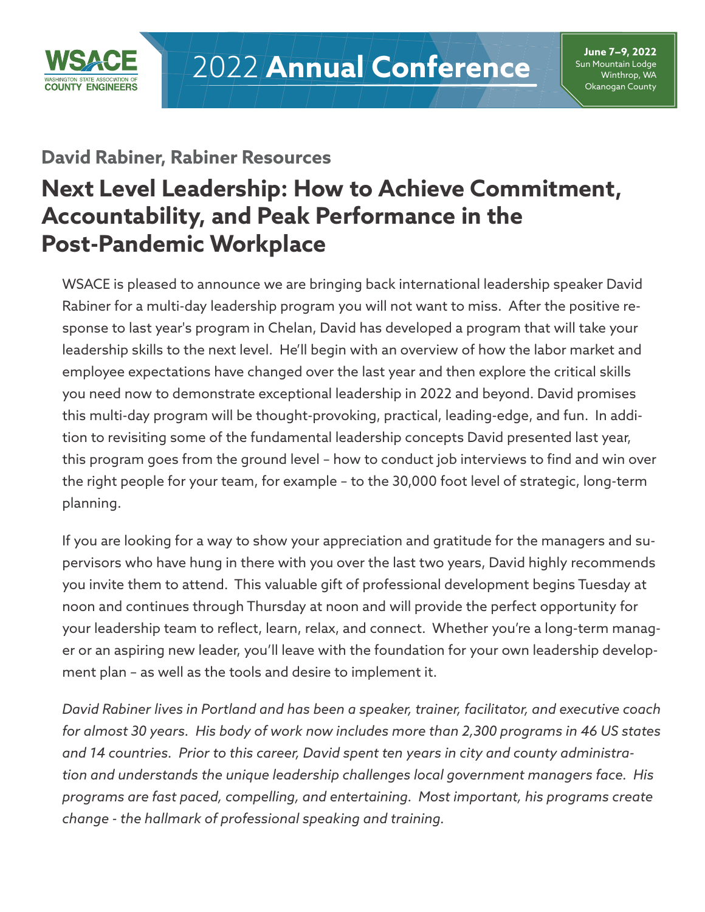## David Rabiner, Rabiner Resources

# Next Level Leadership: How to Achieve Commitment, Accountability, and Peak Performance in the Post-Pandemic Workplace

WSACE is pleased to announce we are bringing back international leadership speaker David Rabiner for a multi-day leadership program you will not want to miss. After the positive response to last year's program in Chelan, David has developed a program that will take your leadership skills to the next level. He'll begin with an overview of how the labor market and employee expectations have changed over the last year and then explore the critical skills you need now to demonstrate exceptional leadership in 2022 and beyond. David promises this multi-day program will be thought-provoking, practical, leading-edge, and fun. In addition to revisiting some of the fundamental leadership concepts David presented last year, this program goes from the ground level – how to conduct job interviews to find and win over the right people for your team, for example – to the 30,000 foot level of strategic, long-term planning.

If you are looking for a way to show your appreciation and gratitude for the managers and supervisors who have hung in there with you over the last two years, David highly recommends you invite them to attend. This valuable gift of professional development begins Tuesday at noon and continues through Thursday at noon and will provide the perfect opportunity for your leadership team to reflect, learn, relax, and connect. Whether you're a long-term manager or an aspiring new leader, you'll leave with the foundation for your own leadership development plan – as well as the tools and desire to implement it.

*David Rabiner lives in Portland and has been a speaker, trainer, facilitator, and executive coach for almost 30 years. His body of work now includes more than 2,300 programs in 46 US states and 14 countries. Prior to this career, David spent ten years in city and county administration and understands the unique leadership challenges local government managers face. His programs are fast paced, compelling, and entertaining. Most important, his programs create change - the hallmark of professional speaking and training.*